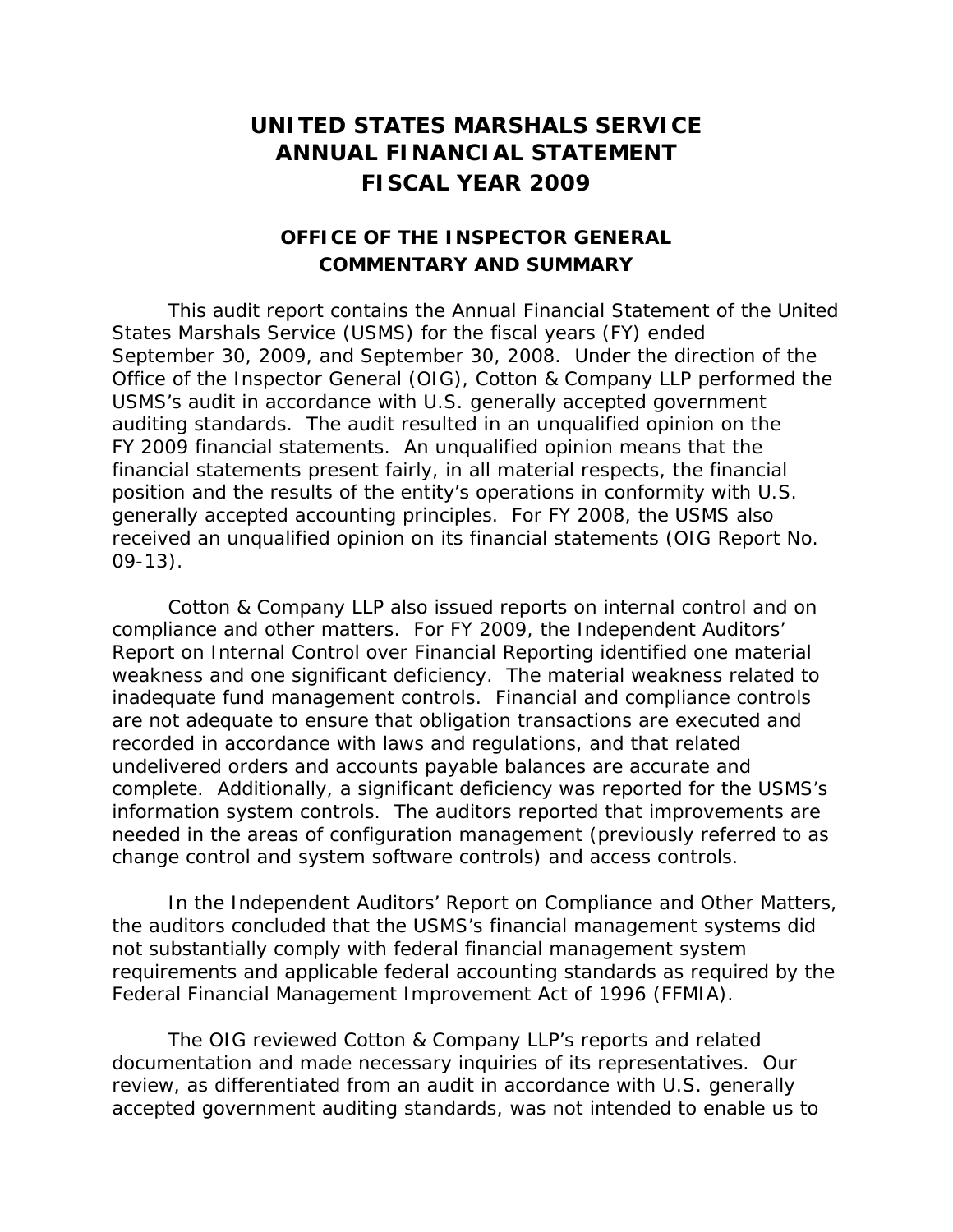# UNITED STATES MARSHALS SERVICE ANNUAL FINANCIAL STATEMENT FISCAL YEAR 2009

## OFFICE OF THE INSPECTOR GENERAL COMMENTARY AND SUMMARY

This audit report contains the Annual Financial Statement of the United States Marshals Service (USMS) for the fiscal years (FY) ended September 30, 2009, and September 30, 2008. Under the direction of the Office of the Inspector General (OIG), Cotton & Company LLP performed the USMS's audit in accordance with U.S. generally accepted government auditing standards. The audit resulted in an unqualified opinion on the FY 2009 financial statements. An unqualified opinion means that the financial statements present fairly, in all material respects, the financial position and the results of the entity's operations in conformity with U.S. generally accepted accounting principles. For FY 2008, the USMS also received an unqualified opinion on its financial statements (OIG Report No. 09-13).

Cotton & Company LLP also issued reports on internal control and on compliance and other matters. For FY 2009, the Independent Auditors' Report on Internal Control over Financial Reporting identified one material weakness and one significant deficiency. The material weakness related to inadequate fund management controls. Financial and compliance controls are not adequate to ensure that obligation transactions are executed and recorded in accordance with laws and regulations, and that related undelivered orders and accounts payable balances are accurate and complete. Additionally, a significant deficiency was reported for the USMS's information system controls. The auditors reported that improvements are needed in the areas of configuration management (previously referred to as change control and system software controls) and access controls.

In the Independent Auditors' Report on Compliance and Other Matters, the auditors concluded that the USMS's financial management systems did not substantially comply with federal financial management system requirements and applicable federal accounting standards as required by the Federal Financial Management Improvement Act of 1996 (FFMIA).

The OIG reviewed Cotton & Company LLP's reports and related documentation and made necessary inquiries of its representatives. Our review, as differentiated from an audit in accordance with U.S. generally accepted government auditing standards, was not intended to enable us to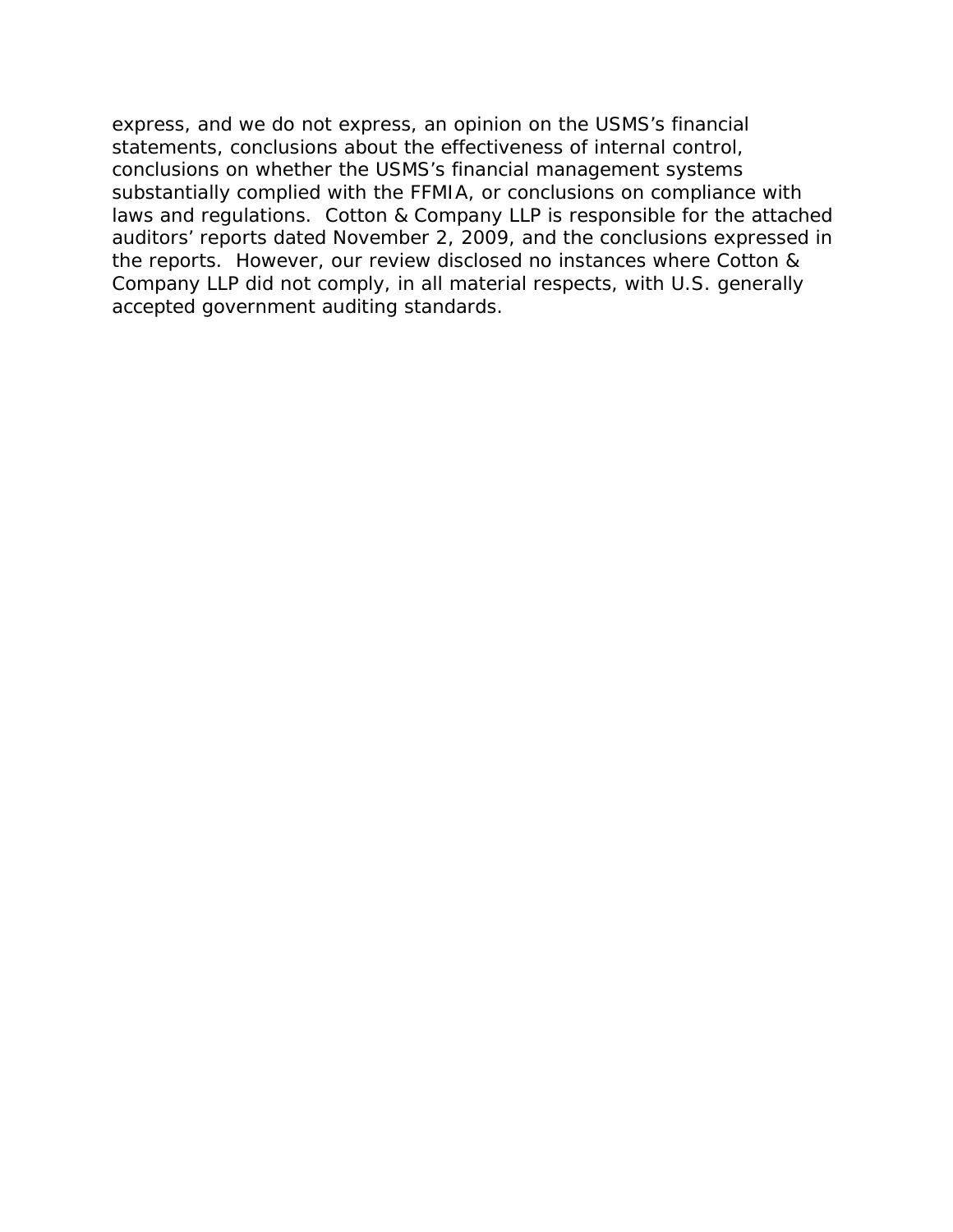express, and we do not express, an opinion on the USMS's financial statements, conclusions about the effectiveness of internal control, conclusions on whether the USMS's financial management systems substantially complied with the FFMIA, or conclusions on compliance with laws and regulations. Cotton & Company LLP is responsible for the attached auditors' reports dated November 2, 2009, and the conclusions expressed in the reports. However, our review disclosed no instances where Cotton & Company LLP did not comply, in all material respects, with U.S. generally accepted government auditing standards.